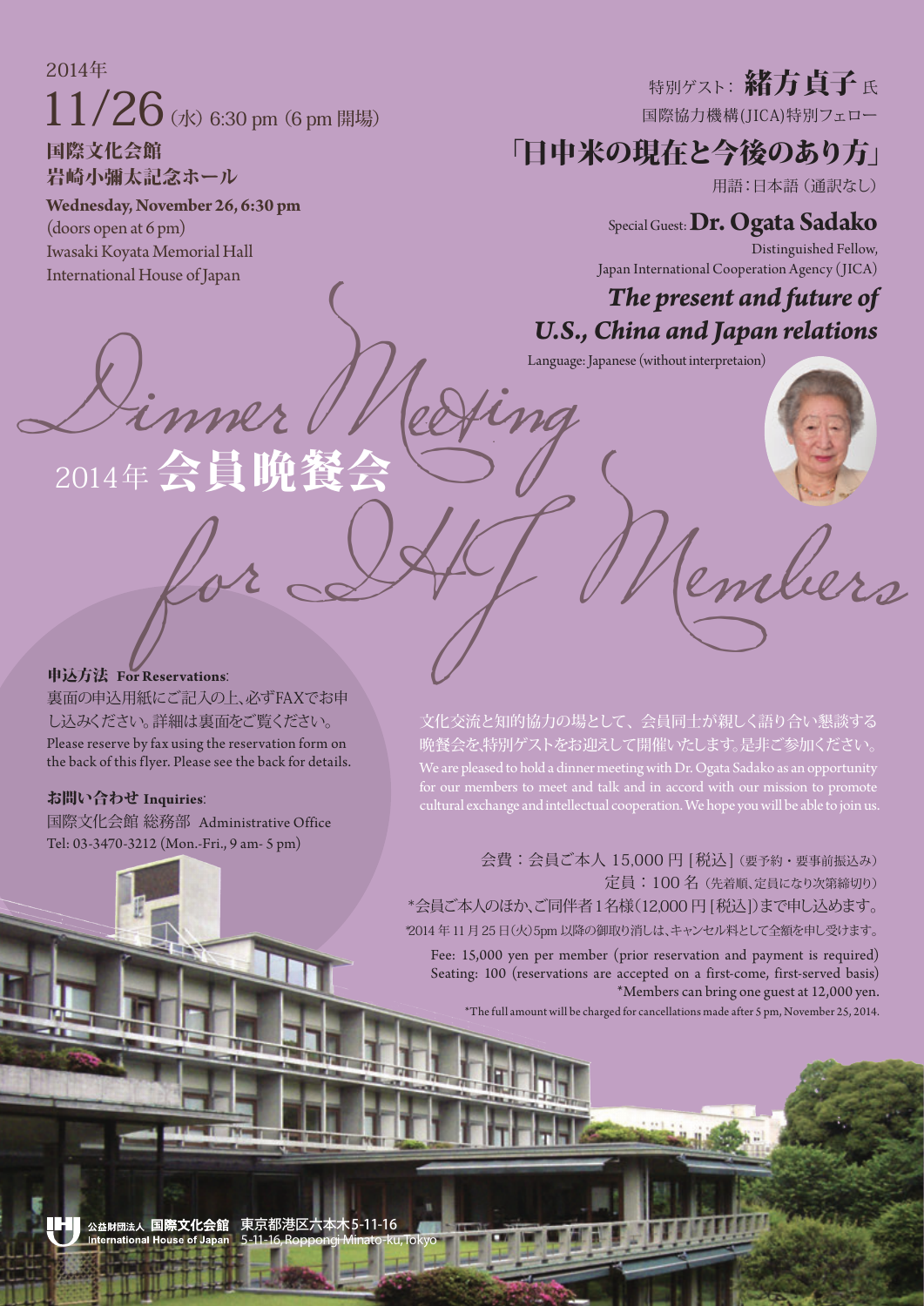2014年

# 11/26（水）6:30 pm（6 pm 開場）

**国際文化会館**
**岩崎小彌太記念ホール**

**Wednesday, November 26, 6:30 pm**
(doors open at 6 pm)
Iwasaki Koyata Memorial Hall
International House of Japan

特別ゲスト：**緒方貞子** 氏
国際協力機構(JICA)特別フェロー

## 「日中米の現在と今後のあり方」

用語：日本語（通訳なし）

Special Guest: **Dr. Ogata Sadako**
Distinguished Fellow,
Japan International Cooperation Agency (JICA)

## *The present and future of U.S., China and Japan relations*

Language: Japanese (without interpretaion)

# Dinner Meeting for IHJ Members

# 2014年 会員晩餐会

**申込方法 For Reservations**:
裏面の申込用紙にご記入の上、必ずFAXでお申し込みください。詳細は裏面をご覧ください。
Please reserve by fax using the reservation form on the back of this flyer. Please see the back for details.

**お問い合わせ Inquiries**:
国際文化会館 総務部 Administrative Office
Tel: 03-3470-3212 (Mon.-Fri., 9 am- 5 pm)

文化交流と知的協力の場として、会員同士が親しく語り合い懇談する晩餐会を,特別ゲストをお迎えして開催いたします。是非ご参加ください。

We are pleased to hold a dinner meeting with Dr. Ogata Sadako as an opportunity for our members to meet and talk and in accord with our mission to promote cultural exchange and intellectual cooperation. We hope you will be able to join us.

会費：会員ご本人 15,000 円 [税込]（要予約・要事前振込み）
定員：100 名（先着順、定員になり次第締切り）
*会員ご本人のほか、ご同伴者1名様(12,000 円 [税込])まで申し込めます。
*2014 年 11 月 25 日(火)5pm 以降の御取り消しは、キャンセル料として全額を申し受けます。

Fee: 15,000 yen per member (prior reservation and payment is required)
Seating: 100 (reservations are accepted on a first-come, first-served basis)
*Members can bring one guest at 12,000 yen.
*The full amount will be charged for cancellations made after 5 pm, November 25, 2014.

公益財団法人 国際文化会館 International House of Japan　東京都港区六本木5-11-16 5-11-16, Roppongi Minato-ku, Tokyo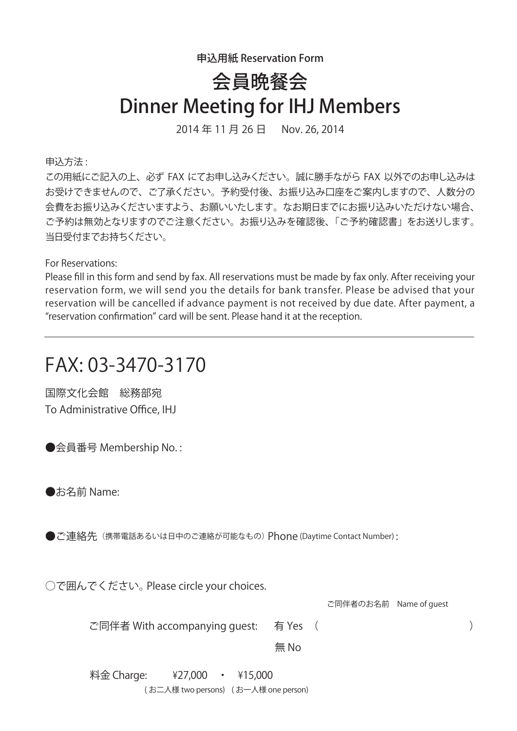申込用紙 Reservation Form

# 会員晩餐会
# Dinner Meeting for IHJ Members

2014 年 11 月 26 日　Nov. 26, 2014

申込方法 :

この用紙にご記入の上、必ず FAX にてお申し込みください。誠に勝手ながら FAX 以外でのお申し込みはお受けできませんので、ご了承ください。予約受付後、お振り込み口座をご案内しますので、人数分の会費をお振り込みくださいますよう、お願いいたします。なお期日までにお振り込みいただけない場合、ご予約は無効となりますのでご注意ください。お振り込みを確認後、「ご予約確認書」をお送りします。当日受付までお持ちください。

For Reservations:

Please fill in this form and send by fax. All reservations must be made by fax only. After receiving your reservation form, we will send you the details for bank transfer. Please be advised that your reservation will be cancelled if advance payment is not received by due date. After payment, a “reservation confirmation” card will be sent. Please hand it at the reception.

---

## FAX: 03-3470-3170

国際文化会館　総務部宛

To Administrative Office, IHJ

●会員番号 Membership No. :

●お名前 Name:

●ご連絡先（携帯電話あるいは日中のご連絡が可能なもの）Phone (Daytime Contact Number) :

○で囲んでください。Please circle your choices.

ご同伴者のお名前　Name of guest

ご同伴者 With accompanying guest:　有 Yes （　　　　　　　　　　　　　　）

無 No

料金 Charge:　¥27,000　・　¥15,000

( お二人様 two persons)　( お一人様 one person)